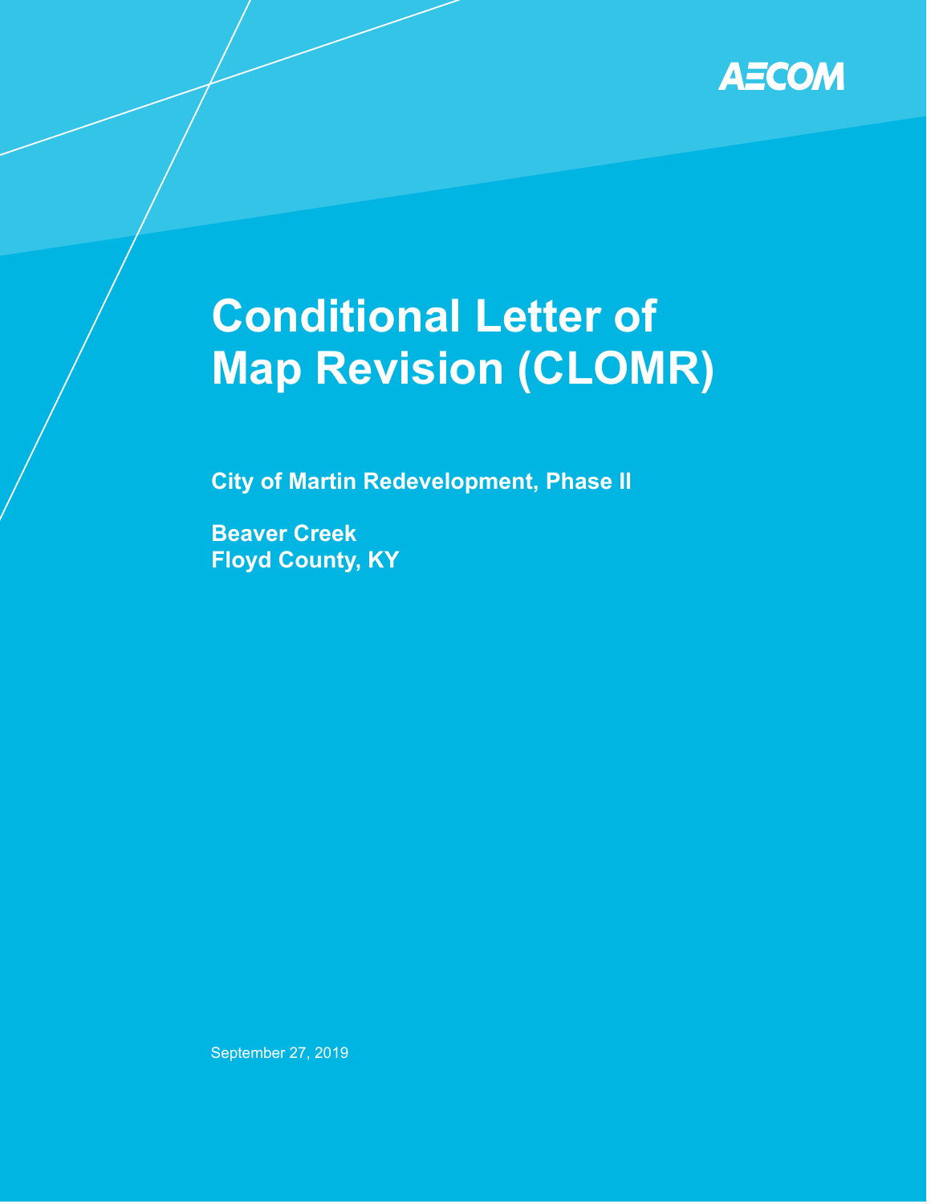AECOM

# Conditional Letter of Map Revision (CLOMR)

**City of Martin Redevelopment, Phase II**

**Beaver Creek**
**Floyd County, KY**

September 27, 2019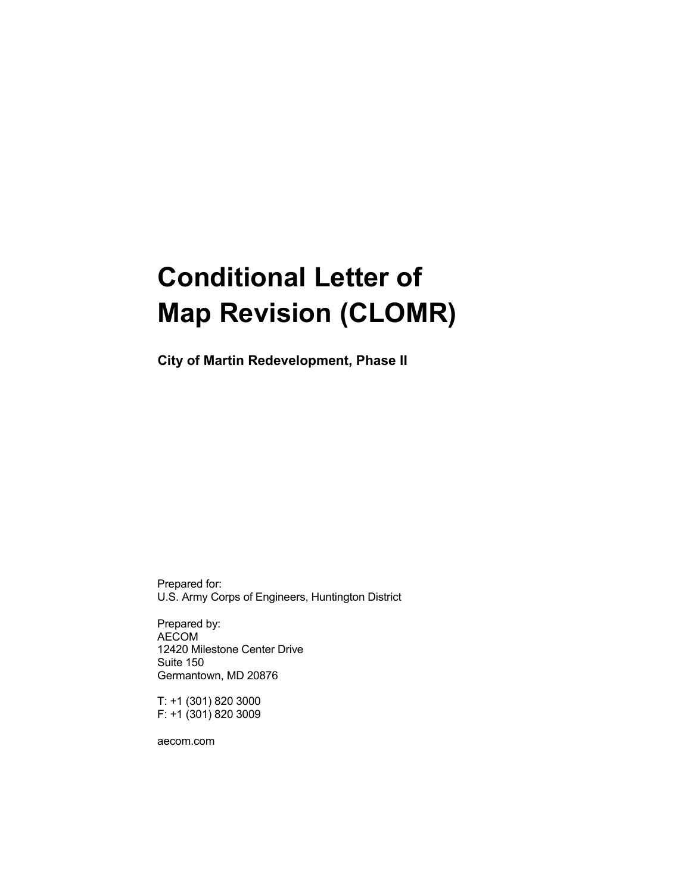# Conditional Letter of Map Revision (CLOMR)

**City of Martin Redevelopment, Phase II**

Prepared for:
U.S. Army Corps of Engineers, Huntington District

Prepared by:
AECOM
12420 Milestone Center Drive
Suite 150
Germantown, MD 20876

T: +1 (301) 820 3000
F: +1 (301) 820 3009

aecom.com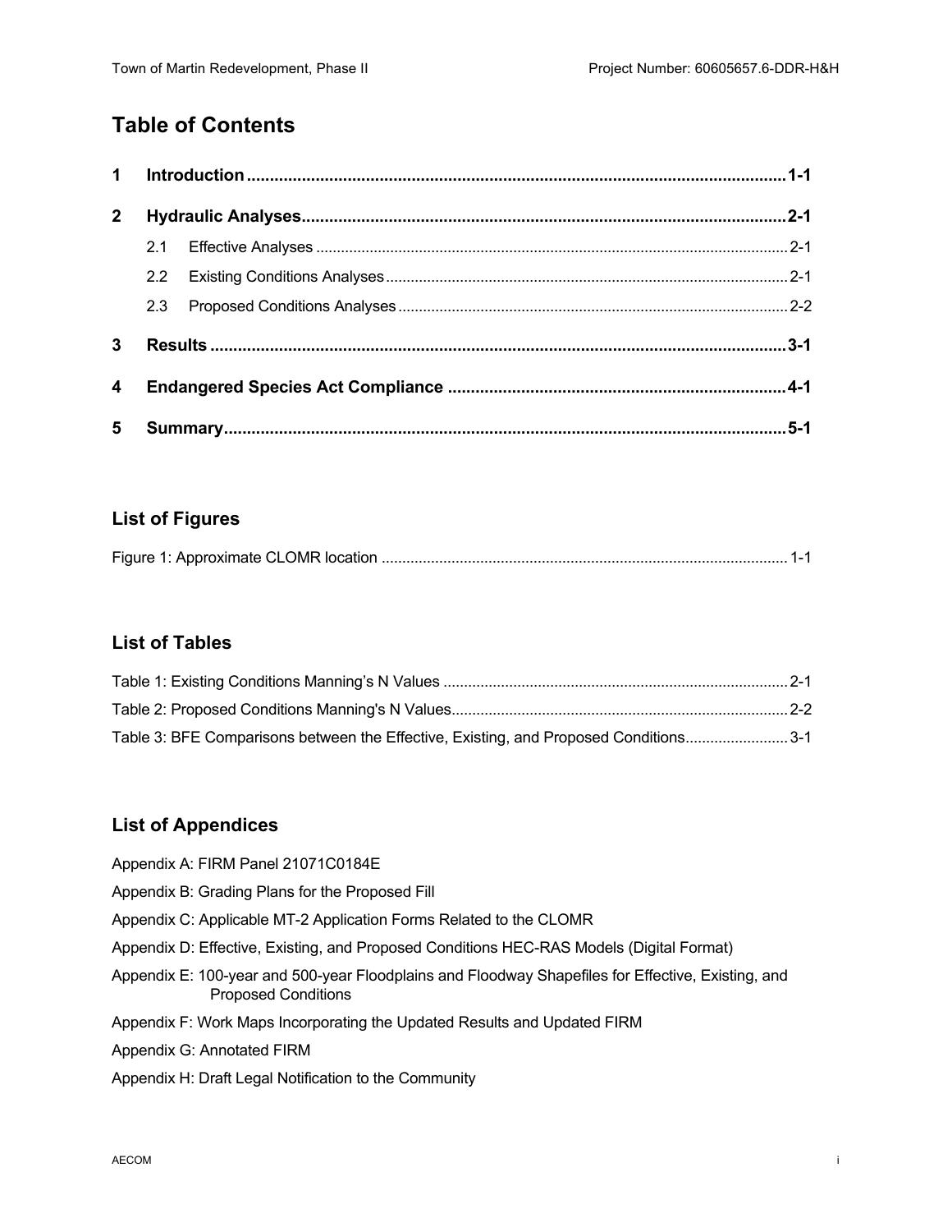# Table of Contents

**1 Introduction** ..................................................................................................... **1-1**

**2 Hydraulic Analyses** ......................................................................................... **2-1**

- 2.1 Effective Analyses ..................................................................................... 2-1
- 2.2 Existing Conditions Analyses ..................................................................... 2-1
- 2.3 Proposed Conditions Analyses ................................................................... 2-2

**3 Results** ............................................................................................................ **3-1**

**4 Endangered Species Act Compliance** ........................................................... **4-1**

**5 Summary** .......................................................................................................... **5-1**

## List of Figures

Figure 1: Approximate CLOMR location ................................................................................. 1-1

## List of Tables

Table 1: Existing Conditions Manning's N Values .................................................................... 2-1

Table 2: Proposed Conditions Manning's N Values ................................................................... 2-2

Table 3: BFE Comparisons between the Effective, Existing, and Proposed Conditions ......................... 3-1

## List of Appendices

Appendix A: FIRM Panel 21071C0184E

Appendix B: Grading Plans for the Proposed Fill

Appendix C: Applicable MT-2 Application Forms Related to the CLOMR

Appendix D: Effective, Existing, and Proposed Conditions HEC-RAS Models (Digital Format)

Appendix E: 100-year and 500-year Floodplains and Floodway Shapefiles for Effective, Existing, and Proposed Conditions

Appendix F: Work Maps Incorporating the Updated Results and Updated FIRM

Appendix G: Annotated FIRM

Appendix H: Draft Legal Notification to the Community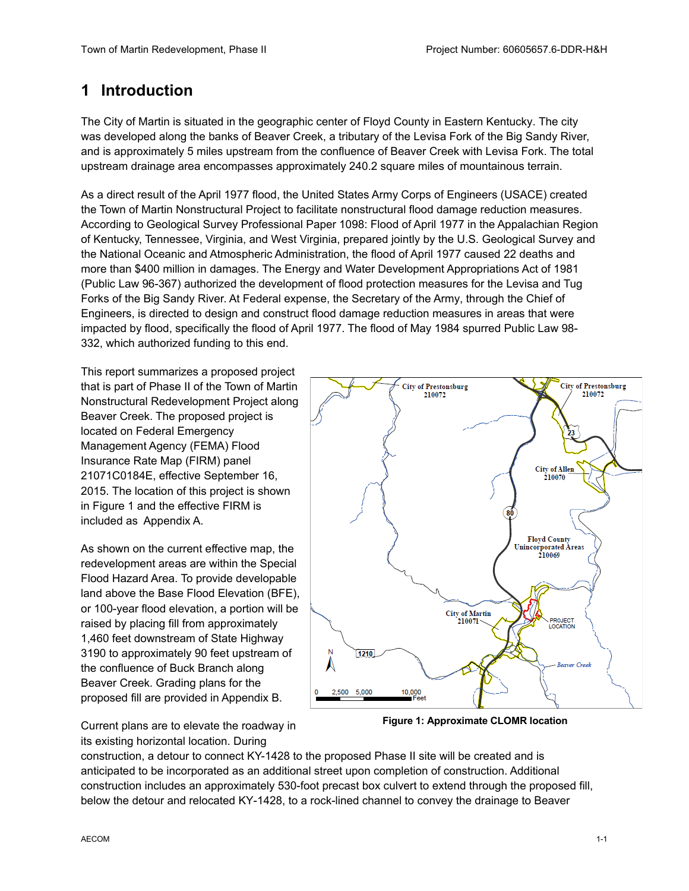# 1 Introduction

The City of Martin is situated in the geographic center of Floyd County in Eastern Kentucky. The city was developed along the banks of Beaver Creek, a tributary of the Levisa Fork of the Big Sandy River, and is approximately 5 miles upstream from the confluence of Beaver Creek with Levisa Fork. The total upstream drainage area encompasses approximately 240.2 square miles of mountainous terrain.

As a direct result of the April 1977 flood, the United States Army Corps of Engineers (USACE) created the Town of Martin Nonstructural Project to facilitate nonstructural flood damage reduction measures. According to Geological Survey Professional Paper 1098: Flood of April 1977 in the Appalachian Region of Kentucky, Tennessee, Virginia, and West Virginia, prepared jointly by the U.S. Geological Survey and the National Oceanic and Atmospheric Administration, the flood of April 1977 caused 22 deaths and more than $400 million in damages. The Energy and Water Development Appropriations Act of 1981 (Public Law 96-367) authorized the development of flood protection measures for the Levisa and Tug Forks of the Big Sandy River. At Federal expense, the Secretary of the Army, through the Chief of Engineers, is directed to design and construct flood damage reduction measures in areas that were impacted by flood, specifically the flood of April 1977. The flood of May 1984 spurred Public Law 98-332, which authorized funding to this end.

This report summarizes a proposed project that is part of Phase II of the Town of Martin Nonstructural Redevelopment Project along Beaver Creek. The proposed project is located on Federal Emergency Management Agency (FEMA) Flood Insurance Rate Map (FIRM) panel 21071C0184E, effective September 16, 2015. The location of this project is shown in Figure 1 and the effective FIRM is included as Appendix A.

As shown on the current effective map, the redevelopment areas are within the Special Flood Hazard Area. To provide developable land above the Base Flood Elevation (BFE), or 100-year flood elevation, a portion will be raised by placing fill from approximately 1,460 feet downstream of State Highway 3190 to approximately 90 feet upstream of the confluence of Buck Branch along Beaver Creek. Grading plans for the proposed fill are provided in Appendix B.

**Figure 1: Approximate CLOMR location**

Current plans are to elevate the roadway in its existing horizontal location. During construction, a detour to connect KY-1428 to the proposed Phase II site will be created and is anticipated to be incorporated as an additional street upon completion of construction. Additional construction includes an approximately 530-foot precast box culvert to extend through the proposed fill, below the detour and relocated KY-1428, to a rock-lined channel to convey the drainage to Beaver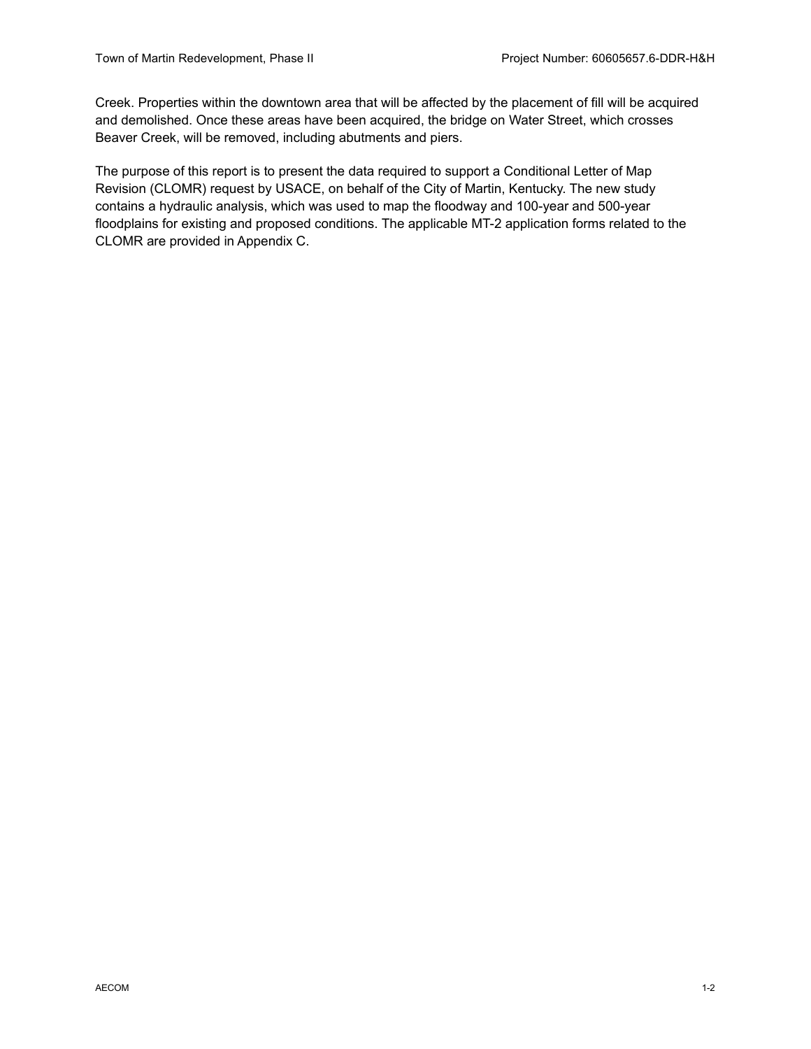Creek. Properties within the downtown area that will be affected by the placement of fill will be acquired and demolished. Once these areas have been acquired, the bridge on Water Street, which crosses Beaver Creek, will be removed, including abutments and piers.

The purpose of this report is to present the data required to support a Conditional Letter of Map Revision (CLOMR) request by USACE, on behalf of the City of Martin, Kentucky. The new study contains a hydraulic analysis, which was used to map the floodway and 100-year and 500-year floodplains for existing and proposed conditions. The applicable MT-2 application forms related to the CLOMR are provided in Appendix C.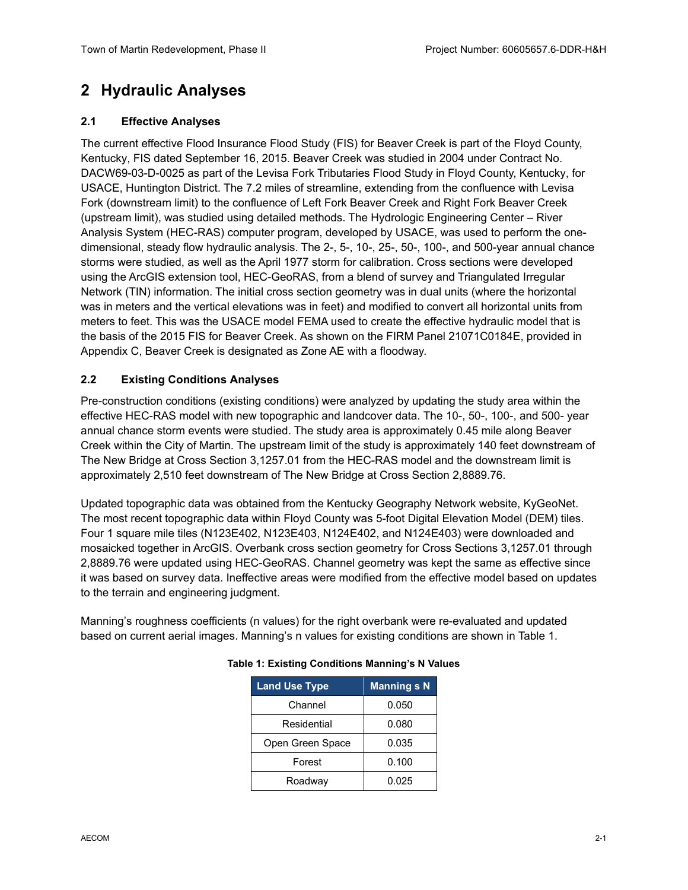# 2 Hydraulic Analyses

## 2.1 Effective Analyses

The current effective Flood Insurance Flood Study (FIS) for Beaver Creek is part of the Floyd County, Kentucky, FIS dated September 16, 2015. Beaver Creek was studied in 2004 under Contract No. DACW69-03-D-0025 as part of the Levisa Fork Tributaries Flood Study in Floyd County, Kentucky, for USACE, Huntington District. The 7.2 miles of streamline, extending from the confluence with Levisa Fork (downstream limit) to the confluence of Left Fork Beaver Creek and Right Fork Beaver Creek (upstream limit), was studied using detailed methods. The Hydrologic Engineering Center – River Analysis System (HEC-RAS) computer program, developed by USACE, was used to perform the one-dimensional, steady flow hydraulic analysis. The 2-, 5-, 10-, 25-, 50-, 100-, and 500-year annual chance storms were studied, as well as the April 1977 storm for calibration. Cross sections were developed using the ArcGIS extension tool, HEC-GeoRAS, from a blend of survey and Triangulated Irregular Network (TIN) information. The initial cross section geometry was in dual units (where the horizontal was in meters and the vertical elevations was in feet) and modified to convert all horizontal units from meters to feet. This was the USACE model FEMA used to create the effective hydraulic model that is the basis of the 2015 FIS for Beaver Creek. As shown on the FIRM Panel 21071C0184E, provided in Appendix C, Beaver Creek is designated as Zone AE with a floodway.

## 2.2 Existing Conditions Analyses

Pre-construction conditions (existing conditions) were analyzed by updating the study area within the effective HEC-RAS model with new topographic and landcover data. The 10-, 50-, 100-, and 500- year annual chance storm events were studied. The study area is approximately 0.45 mile along Beaver Creek within the City of Martin. The upstream limit of the study is approximately 140 feet downstream of The New Bridge at Cross Section 3,1257.01 from the HEC-RAS model and the downstream limit is approximately 2,510 feet downstream of The New Bridge at Cross Section 2,8889.76.

Updated topographic data was obtained from the Kentucky Geography Network website, KyGeoNet. The most recent topographic data within Floyd County was 5-foot Digital Elevation Model (DEM) tiles. Four 1 square mile tiles (N123E402, N123E403, N124E402, and N124E403) were downloaded and mosaicked together in ArcGIS. Overbank cross section geometry for Cross Sections 3,1257.01 through 2,8889.76 were updated using HEC-GeoRAS. Channel geometry was kept the same as effective since it was based on survey data. Ineffective areas were modified from the effective model based on updates to the terrain and engineering judgment.

Manning's roughness coefficients (n values) for the right overbank were re-evaluated and updated based on current aerial images. Manning's n values for existing conditions are shown in Table 1.

**Table 1: Existing Conditions Manning's N Values**

| Land Use Type | Manning s N |
|---|---|
| Channel | 0.050 |
| Residential | 0.080 |
| Open Green Space | 0.035 |
| Forest | 0.100 |
| Roadway | 0.025 |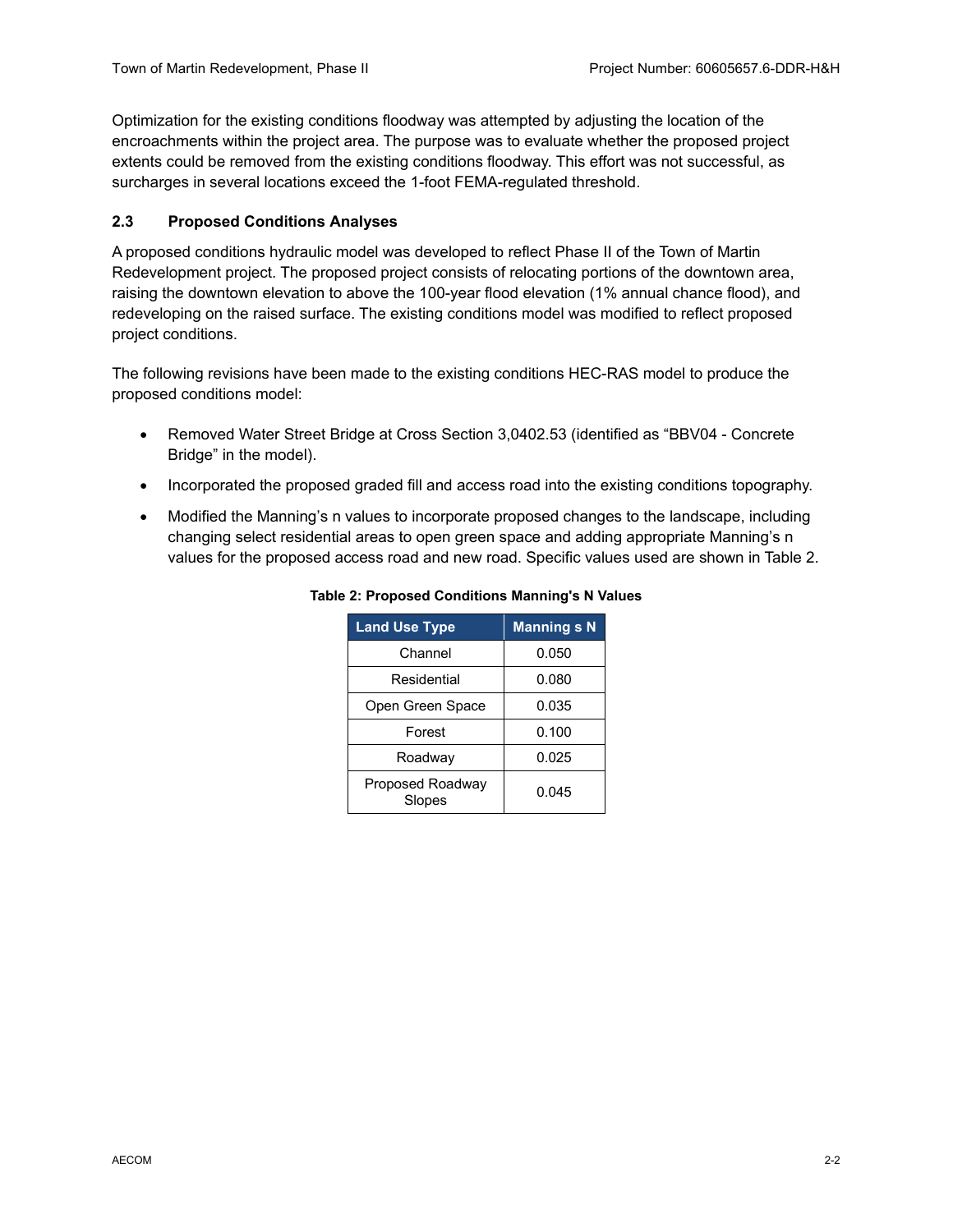Optimization for the existing conditions floodway was attempted by adjusting the location of the encroachments within the project area. The purpose was to evaluate whether the proposed project extents could be removed from the existing conditions floodway. This effort was not successful, as surcharges in several locations exceed the 1-foot FEMA-regulated threshold.

## 2.3 Proposed Conditions Analyses

A proposed conditions hydraulic model was developed to reflect Phase II of the Town of Martin Redevelopment project. The proposed project consists of relocating portions of the downtown area, raising the downtown elevation to above the 100-year flood elevation (1% annual chance flood), and redeveloping on the raised surface. The existing conditions model was modified to reflect proposed project conditions.

The following revisions have been made to the existing conditions HEC-RAS model to produce the proposed conditions model:

- Removed Water Street Bridge at Cross Section 3,0402.53 (identified as "BBV04 - Concrete Bridge" in the model).
- Incorporated the proposed graded fill and access road into the existing conditions topography.
- Modified the Manning's n values to incorporate proposed changes to the landscape, including changing select residential areas to open green space and adding appropriate Manning's n values for the proposed access road and new road. Specific values used are shown in Table 2.

**Table 2: Proposed Conditions Manning's N Values**

| Land Use Type | Manning s N |
|---|---|
| Channel | 0.050 |
| Residential | 0.080 |
| Open Green Space | 0.035 |
| Forest | 0.100 |
| Roadway | 0.025 |
| Proposed Roadway Slopes | 0.045 |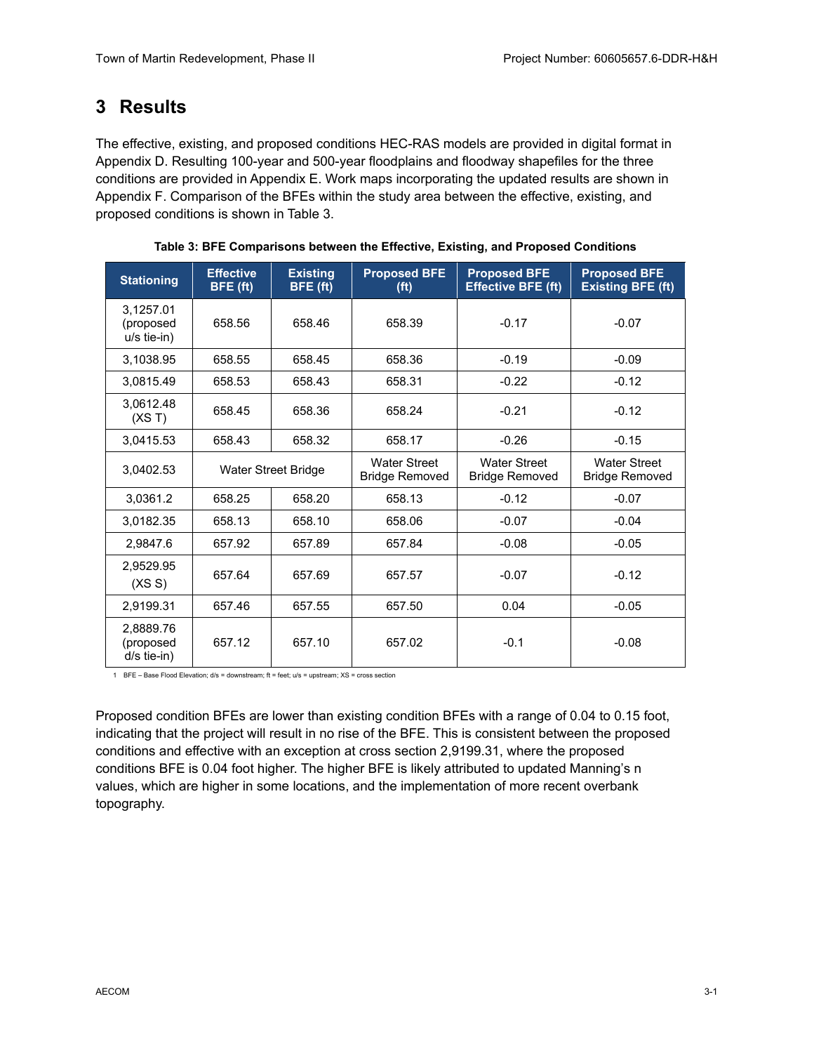# 3 Results

The effective, existing, and proposed conditions HEC-RAS models are provided in digital format in Appendix D. Resulting 100-year and 500-year floodplains and floodway shapefiles for the three conditions are provided in Appendix E. Work maps incorporating the updated results are shown in Appendix F. Comparison of the BFEs within the study area between the effective, existing, and proposed conditions is shown in Table 3.

**Table 3: BFE Comparisons between the Effective, Existing, and Proposed Conditions**

| Stationing | Effective BFE (ft) | Existing BFE (ft) | Proposed BFE (ft) | Proposed BFE Effective BFE (ft) | Proposed BFE Existing BFE (ft) |
|---|---|---|---|---|---|
| 3,1257.01 (proposed u/s tie-in) | 658.56 | 658.46 | 658.39 | -0.17 | -0.07 |
| 3,1038.95 | 658.55 | 658.45 | 658.36 | -0.19 | -0.09 |
| 3,0815.49 | 658.53 | 658.43 | 658.31 | -0.22 | -0.12 |
| 3,0612.48 (XS T) | 658.45 | 658.36 | 658.24 | -0.21 | -0.12 |
| 3,0415.53 | 658.43 | 658.32 | 658.17 | -0.26 | -0.15 |
| 3,0402.53 | Water Street Bridge | | Water Street Bridge Removed | Water Street Bridge Removed | Water Street Bridge Removed |
| 3,0361.2 | 658.25 | 658.20 | 658.13 | -0.12 | -0.07 |
| 3,0182.35 | 658.13 | 658.10 | 658.06 | -0.07 | -0.04 |
| 2,9847.6 | 657.92 | 657.89 | 657.84 | -0.08 | -0.05 |
| 2,9529.95 (XS S) | 657.64 | 657.69 | 657.57 | -0.07 | -0.12 |
| 2,9199.31 | 657.46 | 657.55 | 657.50 | 0.04 | -0.05 |
| 2,8889.76 (proposed d/s tie-in) | 657.12 | 657.10 | 657.02 | -0.1 | -0.08 |

1 BFE – Base Flood Elevation; d/s = downstream; ft = feet; u/s = upstream; XS = cross section

Proposed condition BFEs are lower than existing condition BFEs with a range of 0.04 to 0.15 foot, indicating that the project will result in no rise of the BFE. This is consistent between the proposed conditions and effective with an exception at cross section 2,9199.31, where the proposed conditions BFE is 0.04 foot higher. The higher BFE is likely attributed to updated Manning's n values, which are higher in some locations, and the implementation of more recent overbank topography.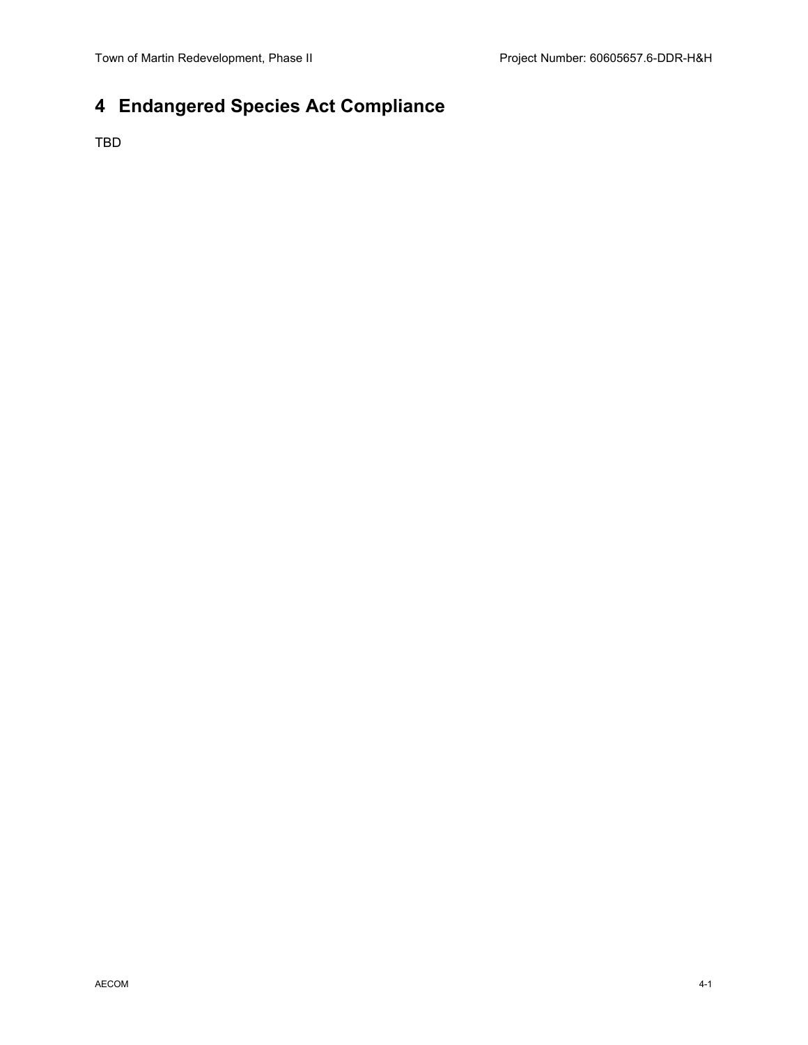# 4 Endangered Species Act Compliance

TBD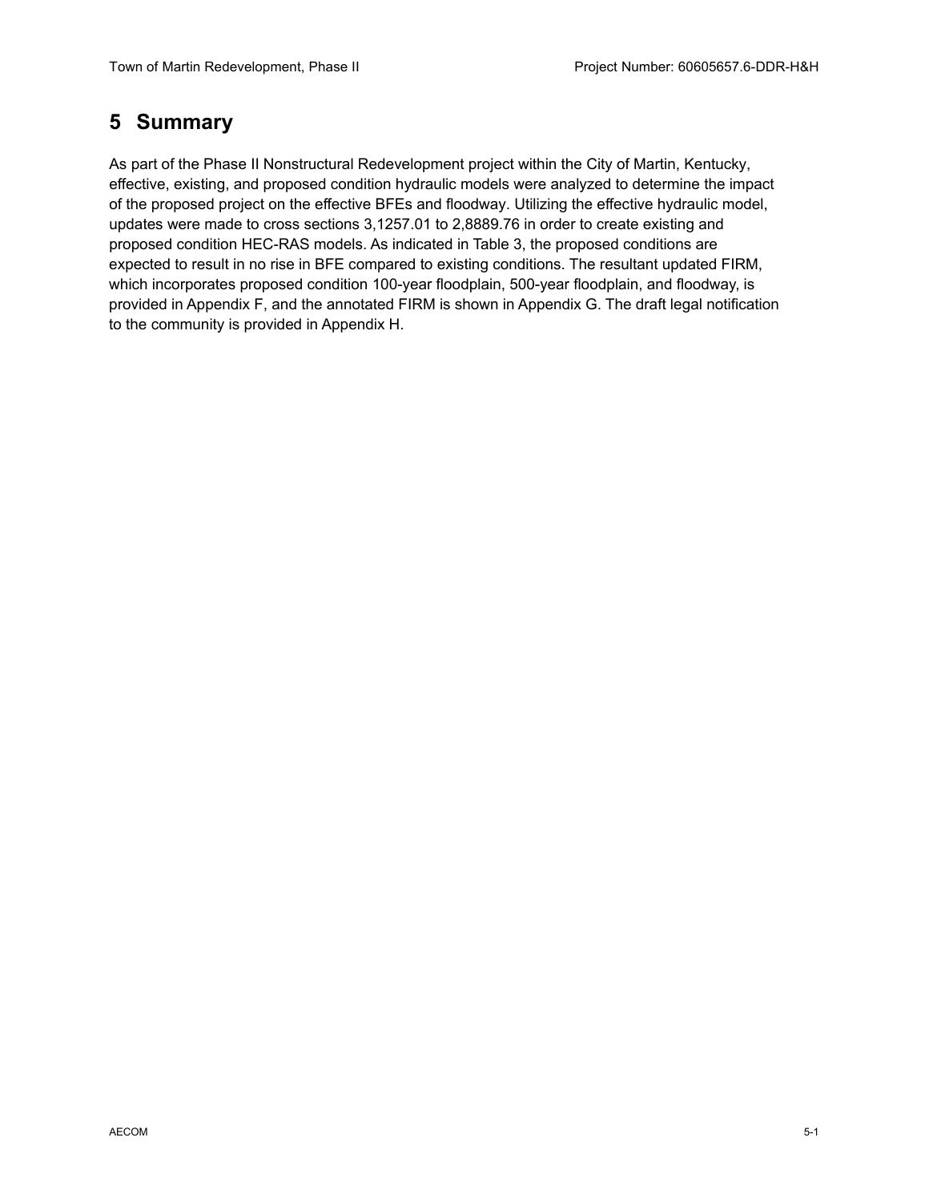# 5 Summary

As part of the Phase II Nonstructural Redevelopment project within the City of Martin, Kentucky, effective, existing, and proposed condition hydraulic models were analyzed to determine the impact of the proposed project on the effective BFEs and floodway. Utilizing the effective hydraulic model, updates were made to cross sections 3,1257.01 to 2,8889.76 in order to create existing and proposed condition HEC-RAS models. As indicated in Table 3, the proposed conditions are expected to result in no rise in BFE compared to existing conditions. The resultant updated FIRM, which incorporates proposed condition 100-year floodplain, 500-year floodplain, and floodway, is provided in Appendix F, and the annotated FIRM is shown in Appendix G. The draft legal notification to the community is provided in Appendix H.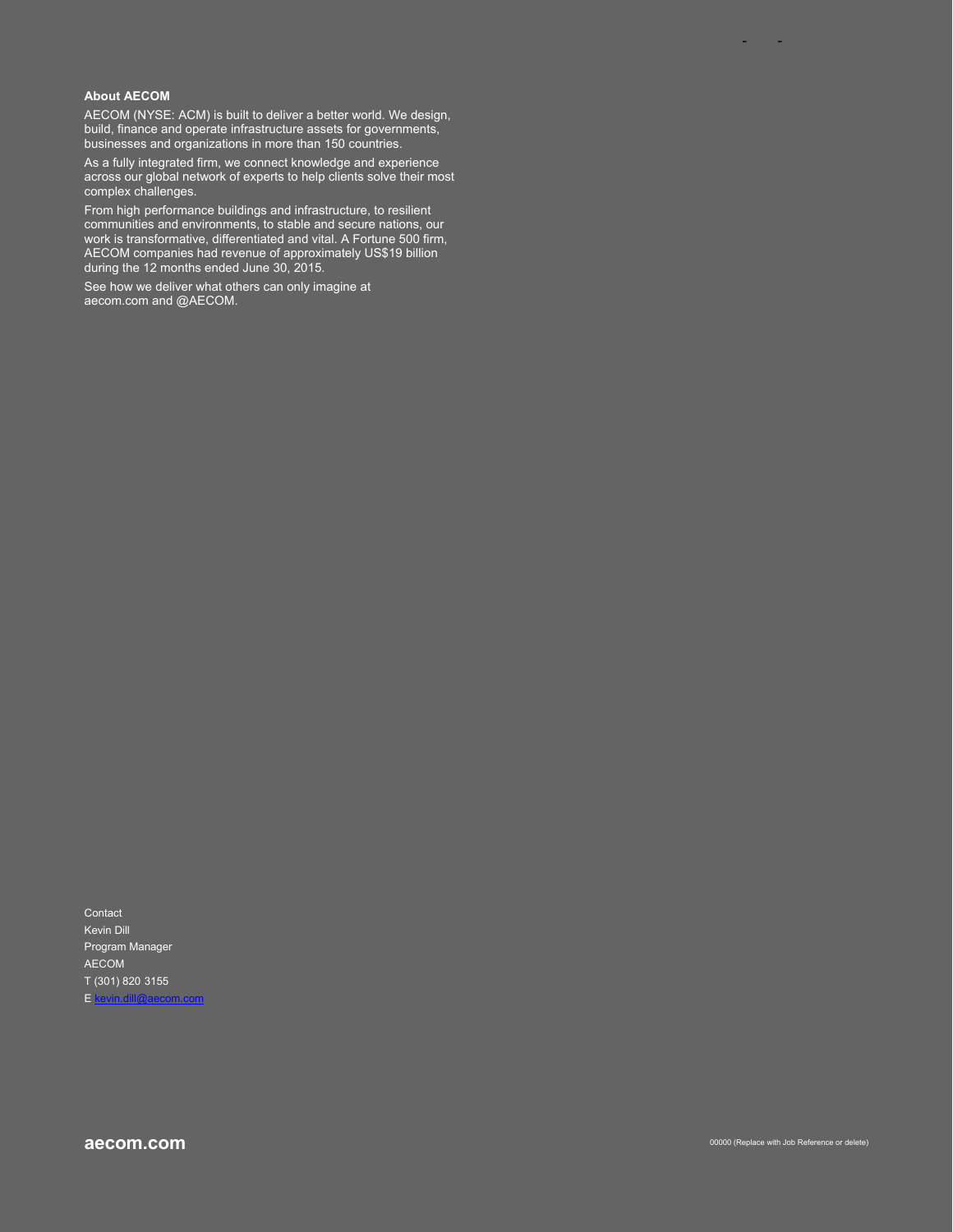**About AECOM**

AECOM (NYSE: ACM) is built to deliver a better world. We design, build, finance and operate infrastructure assets for governments, businesses and organizations in more than 150 countries.

As a fully integrated firm, we connect knowledge and experience across our global network of experts to help clients solve their most complex challenges.

From high performance buildings and infrastructure, to resilient communities and environments, to stable and secure nations, our work is transformative, differentiated and vital. A Fortune 500 firm, AECOM companies had revenue of approximately US$19 billion during the 12 months ended June 30, 2015.

See how we deliver what others can only imagine at aecom.com and @AECOM.

Contact
Kevin Dill
Program Manager
AECOM
T (301) 820 3155
E kevin.dill@aecom.com

**aecom.com**

00000 (Replace with Job Reference or delete)